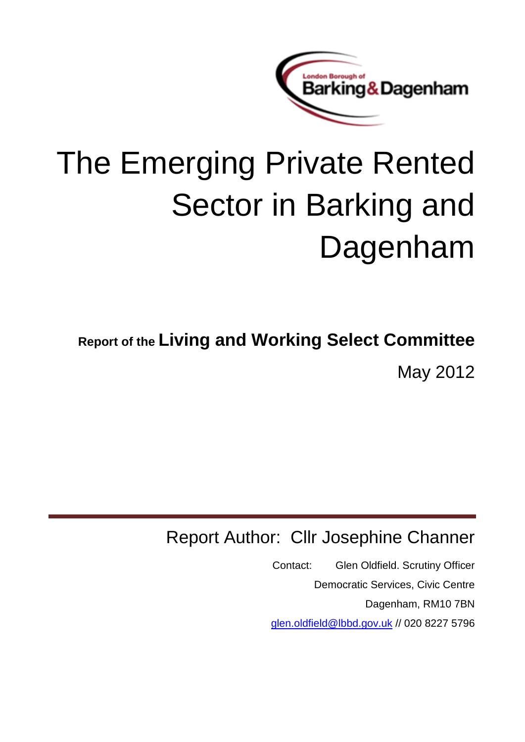London Borough of Barking & Dagenham

# The Emerging Private Rented Sector in Barking and Dagenham

**Report of the Living and Working Select Committee**

May 2012

Report Author: Cllr Josephine Channer

Contact: Glen Oldfield. Scrutiny Officer
Democratic Services, Civic Centre
Dagenham, RM10 7BN
glen.oldfield@lbbd.gov.uk // 020 8227 5796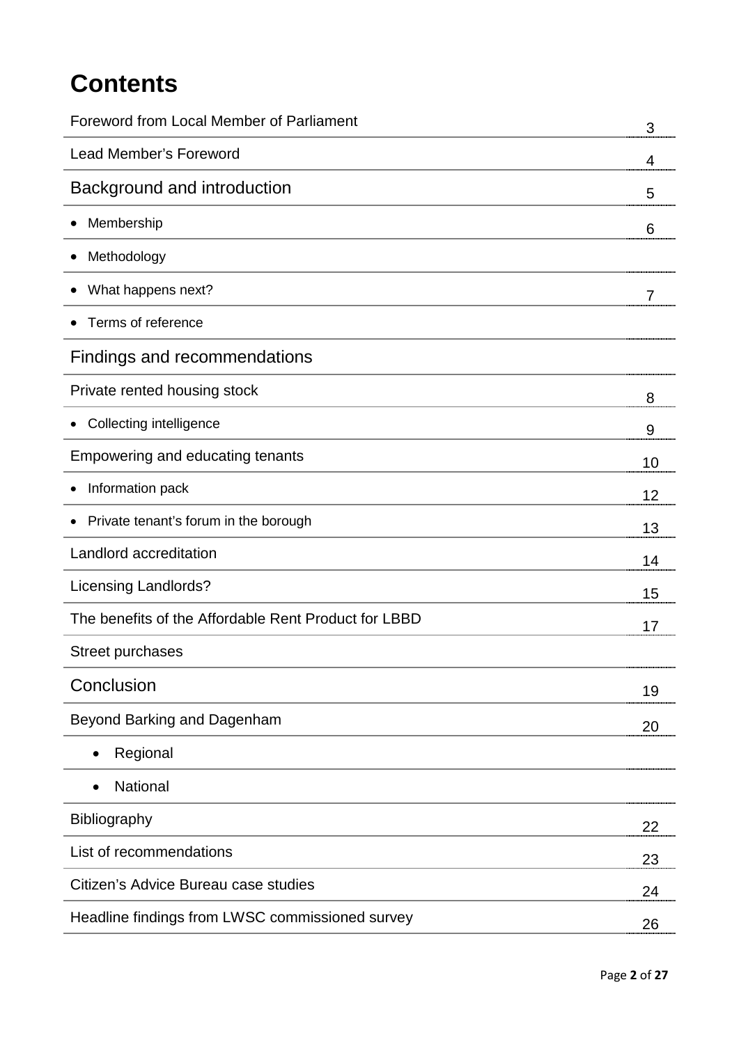# Contents

| | |
|---|---|
| Foreword from Local Member of Parliament | 3 |
| Lead Member's Foreword | 4 |
| Background and introduction | 5 |
| • Membership | 6 |
| • Methodology | |
| • What happens next? | 7 |
| • Terms of reference | |
| Findings and recommendations | |
| Private rented housing stock | 8 |
| • Collecting intelligence | 9 |
| Empowering and educating tenants | 10 |
| • Information pack | 12 |
| • Private tenant's forum in the borough | 13 |
| Landlord accreditation | 14 |
| Licensing Landlords? | 15 |
| The benefits of the Affordable Rent Product for LBBD | 17 |
| Street purchases | |
| Conclusion | 19 |
| Beyond Barking and Dagenham | 20 |
| • Regional | |
| • National | |
| Bibliography | 22 |
| List of recommendations | 23 |
| Citizen's Advice Bureau case studies | 24 |
| Headline findings from LWSC commissioned survey | 26 |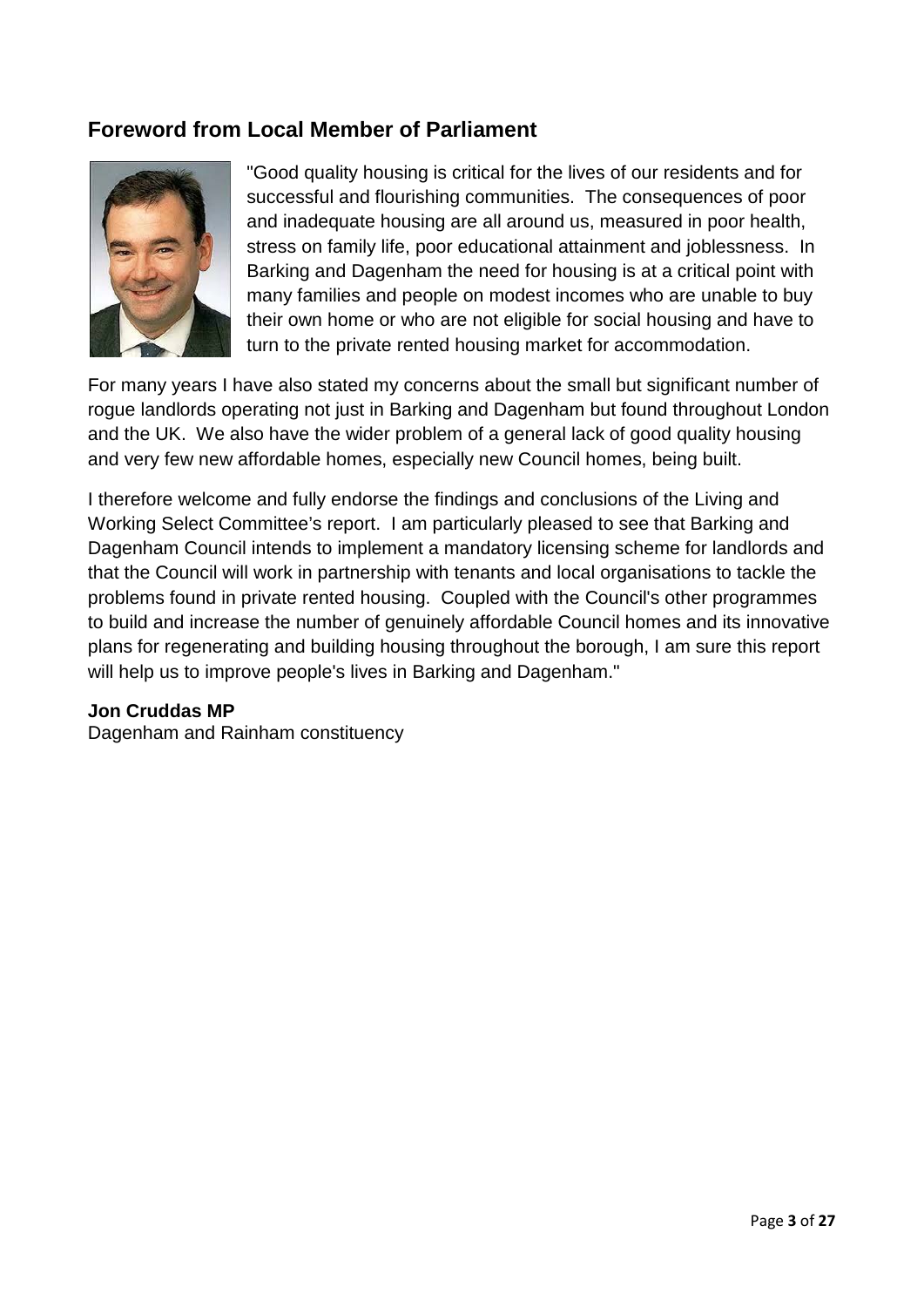## Foreword from Local Member of Parliament

"Good quality housing is critical for the lives of our residents and for successful and flourishing communities. The consequences of poor and inadequate housing are all around us, measured in poor health, stress on family life, poor educational attainment and joblessness. In Barking and Dagenham the need for housing is at a critical point with many families and people on modest incomes who are unable to buy their own home or who are not eligible for social housing and have to turn to the private rented housing market for accommodation.

For many years I have also stated my concerns about the small but significant number of rogue landlords operating not just in Barking and Dagenham but found throughout London and the UK. We also have the wider problem of a general lack of good quality housing and very few new affordable homes, especially new Council homes, being built.

I therefore welcome and fully endorse the findings and conclusions of the Living and Working Select Committee's report. I am particularly pleased to see that Barking and Dagenham Council intends to implement a mandatory licensing scheme for landlords and that the Council will work in partnership with tenants and local organisations to tackle the problems found in private rented housing. Coupled with the Council's other programmes to build and increase the number of genuinely affordable Council homes and its innovative plans for regenerating and building housing throughout the borough, I am sure this report will help us to improve people's lives in Barking and Dagenham."

**Jon Cruddas MP**
Dagenham and Rainham constituency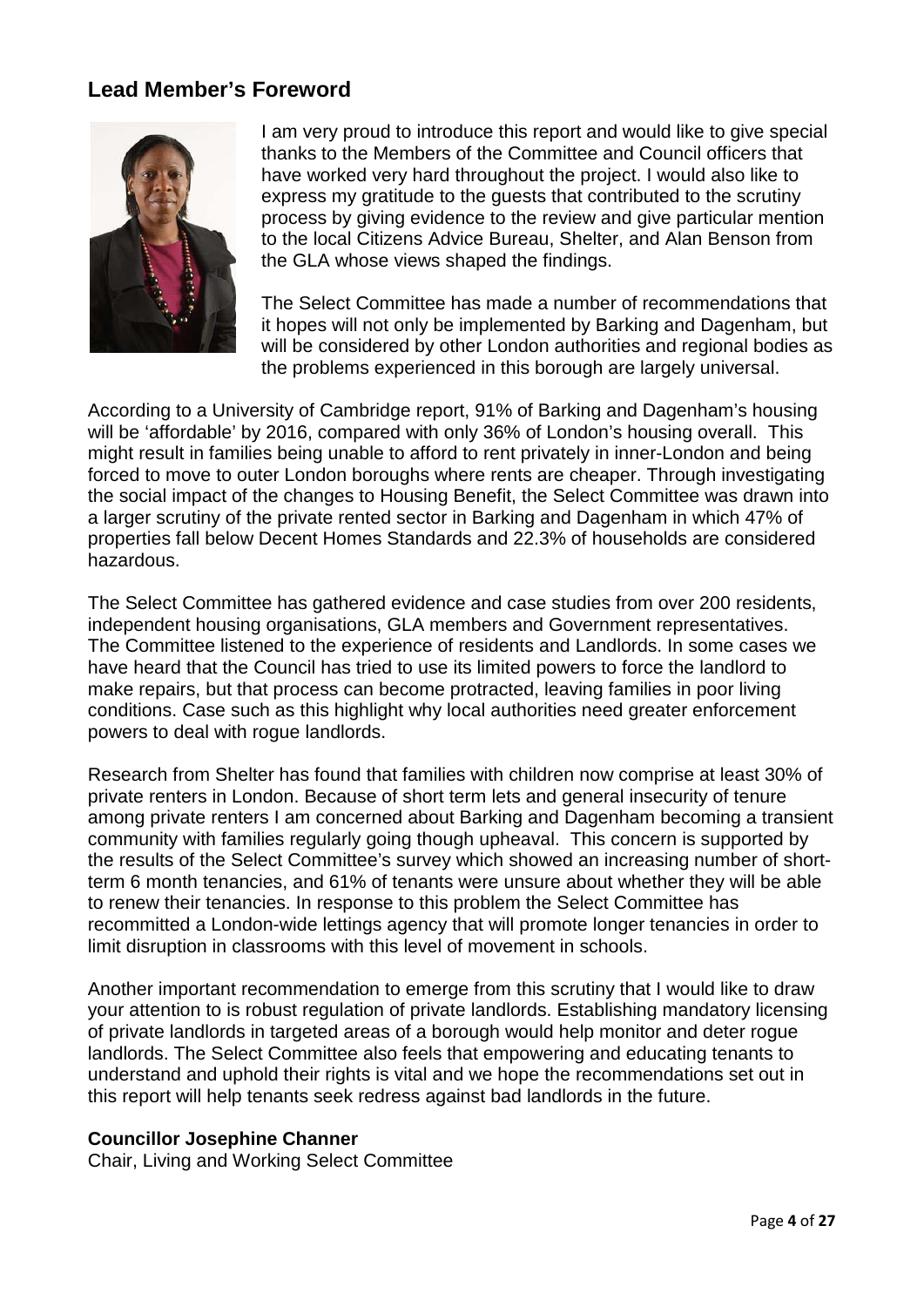## Lead Member's Foreword

I am very proud to introduce this report and would like to give special thanks to the Members of the Committee and Council officers that have worked very hard throughout the project. I would also like to express my gratitude to the guests that contributed to the scrutiny process by giving evidence to the review and give particular mention to the local Citizens Advice Bureau, Shelter, and Alan Benson from the GLA whose views shaped the findings.

The Select Committee has made a number of recommendations that it hopes will not only be implemented by Barking and Dagenham, but will be considered by other London authorities and regional bodies as the problems experienced in this borough are largely universal.

According to a University of Cambridge report, 91% of Barking and Dagenham's housing will be 'affordable' by 2016, compared with only 36% of London's housing overall. This might result in families being unable to afford to rent privately in inner-London and being forced to move to outer London boroughs where rents are cheaper. Through investigating the social impact of the changes to Housing Benefit, the Select Committee was drawn into a larger scrutiny of the private rented sector in Barking and Dagenham in which 47% of properties fall below Decent Homes Standards and 22.3% of households are considered hazardous.

The Select Committee has gathered evidence and case studies from over 200 residents, independent housing organisations, GLA members and Government representatives. The Committee listened to the experience of residents and Landlords. In some cases we have heard that the Council has tried to use its limited powers to force the landlord to make repairs, but that process can become protracted, leaving families in poor living conditions. Case such as this highlight why local authorities need greater enforcement powers to deal with rogue landlords.

Research from Shelter has found that families with children now comprise at least 30% of private renters in London. Because of short term lets and general insecurity of tenure among private renters I am concerned about Barking and Dagenham becoming a transient community with families regularly going though upheaval. This concern is supported by the results of the Select Committee's survey which showed an increasing number of short-term 6 month tenancies, and 61% of tenants were unsure about whether they will be able to renew their tenancies. In response to this problem the Select Committee has recommitted a London-wide lettings agency that will promote longer tenancies in order to limit disruption in classrooms with this level of movement in schools.

Another important recommendation to emerge from this scrutiny that I would like to draw your attention to is robust regulation of private landlords. Establishing mandatory licensing of private landlords in targeted areas of a borough would help monitor and deter rogue landlords. The Select Committee also feels that empowering and educating tenants to understand and uphold their rights is vital and we hope the recommendations set out in this report will help tenants seek redress against bad landlords in the future.

**Councillor Josephine Channer**
Chair, Living and Working Select Committee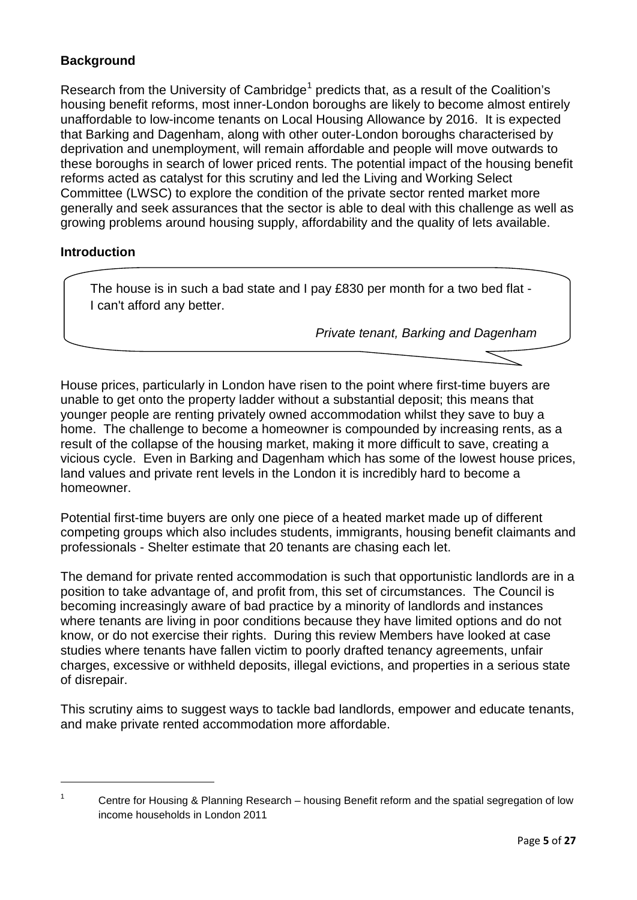### Background

Research from the University of Cambridge[1] predicts that, as a result of the Coalition's housing benefit reforms, most inner-London boroughs are likely to become almost entirely unaffordable to low-income tenants on Local Housing Allowance by 2016. It is expected that Barking and Dagenham, along with other outer-London boroughs characterised by deprivation and unemployment, will remain affordable and people will move outwards to these boroughs in search of lower priced rents. The potential impact of the housing benefit reforms acted as catalyst for this scrutiny and led the Living and Working Select Committee (LWSC) to explore the condition of the private sector rented market more generally and seek assurances that the sector is able to deal with this challenge as well as growing problems around housing supply, affordability and the quality of lets available.

### Introduction

> The house is in such a bad state and I pay £830 per month for a two bed flat - I can't afford any better.
>
> *Private tenant, Barking and Dagenham*

House prices, particularly in London have risen to the point where first-time buyers are unable to get onto the property ladder without a substantial deposit; this means that younger people are renting privately owned accommodation whilst they save to buy a home. The challenge to become a homeowner is compounded by increasing rents, as a result of the collapse of the housing market, making it more difficult to save, creating a vicious cycle. Even in Barking and Dagenham which has some of the lowest house prices, land values and private rent levels in the London it is incredibly hard to become a homeowner.

Potential first-time buyers are only one piece of a heated market made up of different competing groups which also includes students, immigrants, housing benefit claimants and professionals - Shelter estimate that 20 tenants are chasing each let.

The demand for private rented accommodation is such that opportunistic landlords are in a position to take advantage of, and profit from, this set of circumstances. The Council is becoming increasingly aware of bad practice by a minority of landlords and instances where tenants are living in poor conditions because they have limited options and do not know, or do not exercise their rights. During this review Members have looked at case studies where tenants have fallen victim to poorly drafted tenancy agreements, unfair charges, excessive or withheld deposits, illegal evictions, and properties in a serious state of disrepair.

This scrutiny aims to suggest ways to tackle bad landlords, empower and educate tenants, and make private rented accommodation more affordable.

---

[1] Centre for Housing & Planning Research – housing Benefit reform and the spatial segregation of low income households in London 2011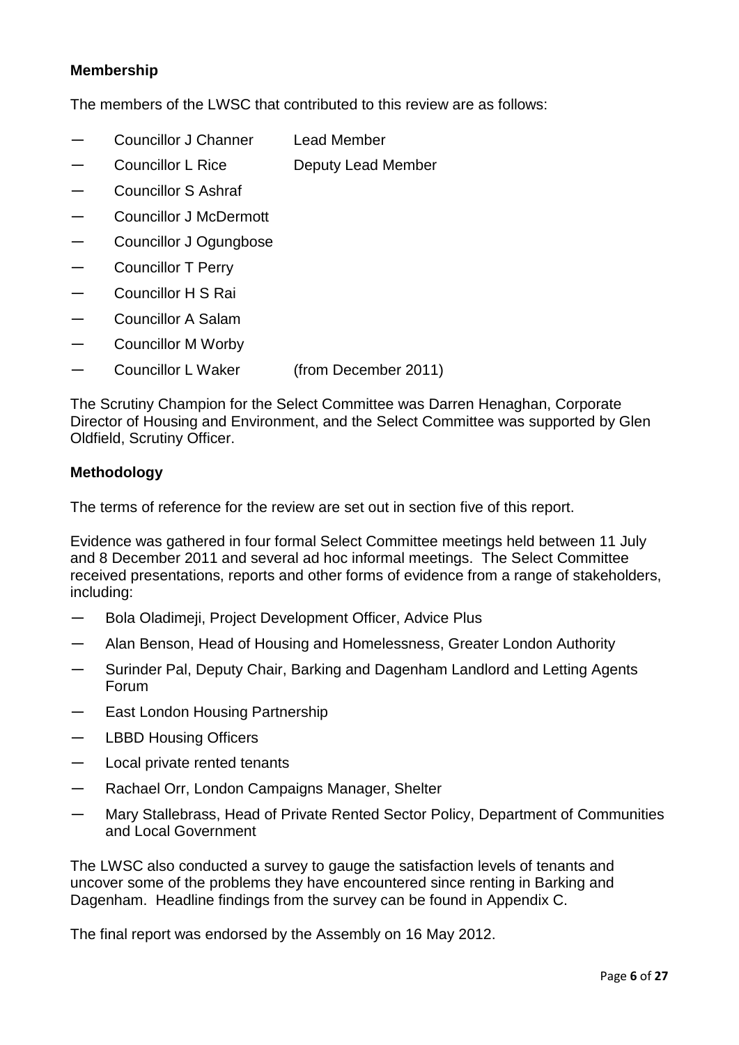**Membership**

The members of the LWSC that contributed to this review are as follows:

- Councillor J Channer    Lead Member
- Councillor L Rice    Deputy Lead Member
- Councillor S Ashraf
- Councillor J McDermott
- Councillor J Ogungbose
- Councillor T Perry
- Councillor H S Rai
- Councillor A Salam
- Councillor M Worby
- Councillor L Waker    (from December 2011)

The Scrutiny Champion for the Select Committee was Darren Henaghan, Corporate Director of Housing and Environment, and the Select Committee was supported by Glen Oldfield, Scrutiny Officer.

**Methodology**

The terms of reference for the review are set out in section five of this report.

Evidence was gathered in four formal Select Committee meetings held between 11 July and 8 December 2011 and several ad hoc informal meetings. The Select Committee received presentations, reports and other forms of evidence from a range of stakeholders, including:

- Bola Oladimeji, Project Development Officer, Advice Plus
- Alan Benson, Head of Housing and Homelessness, Greater London Authority
- Surinder Pal, Deputy Chair, Barking and Dagenham Landlord and Letting Agents Forum
- East London Housing Partnership
- LBBD Housing Officers
- Local private rented tenants
- Rachael Orr, London Campaigns Manager, Shelter
- Mary Stallebrass, Head of Private Rented Sector Policy, Department of Communities and Local Government

The LWSC also conducted a survey to gauge the satisfaction levels of tenants and uncover some of the problems they have encountered since renting in Barking and Dagenham. Headline findings from the survey can be found in Appendix C.

The final report was endorsed by the Assembly on 16 May 2012.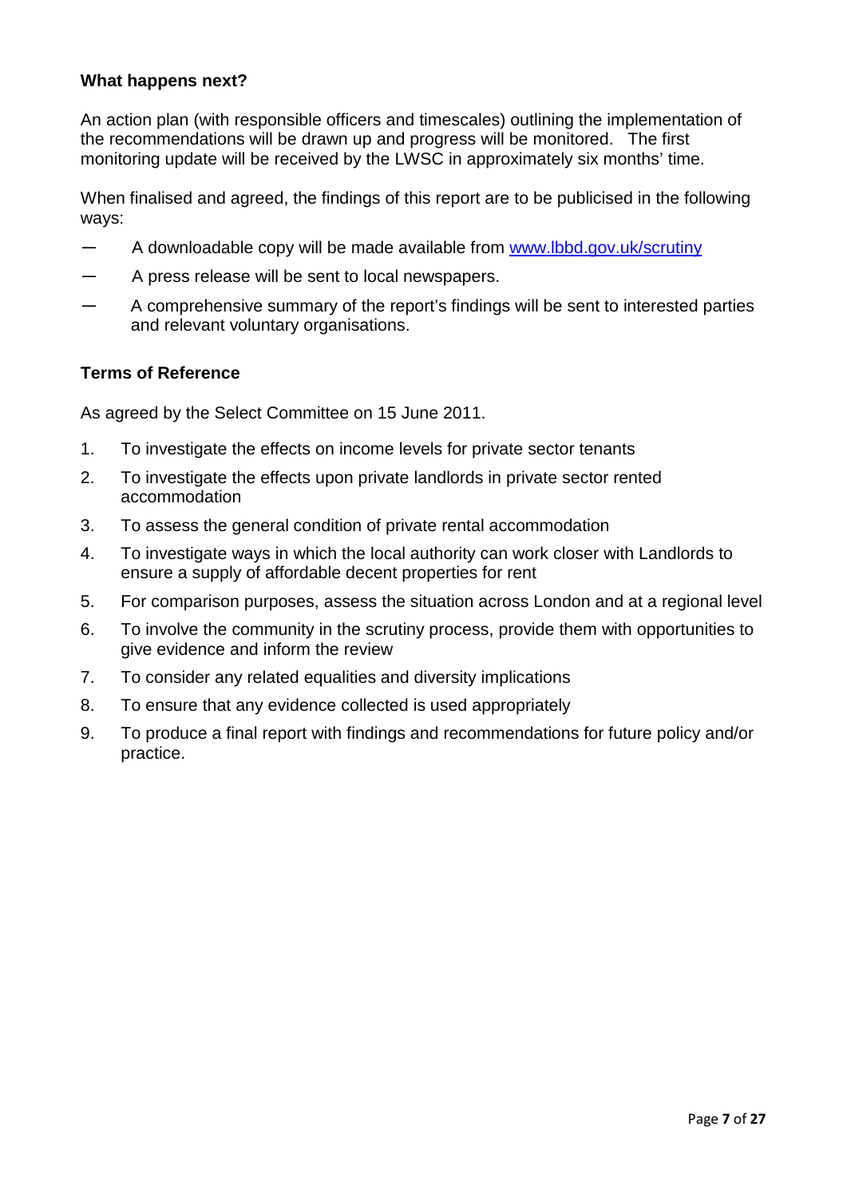**What happens next?**

An action plan (with responsible officers and timescales) outlining the implementation of the recommendations will be drawn up and progress will be monitored. The first monitoring update will be received by the LWSC in approximately six months' time.

When finalised and agreed, the findings of this report are to be publicised in the following ways:

- A downloadable copy will be made available from www.lbbd.gov.uk/scrutiny
- A press release will be sent to local newspapers.
- A comprehensive summary of the report's findings will be sent to interested parties and relevant voluntary organisations.

**Terms of Reference**

As agreed by the Select Committee on 15 June 2011.

1. To investigate the effects on income levels for private sector tenants
2. To investigate the effects upon private landlords in private sector rented accommodation
3. To assess the general condition of private rental accommodation
4. To investigate ways in which the local authority can work closer with Landlords to ensure a supply of affordable decent properties for rent
5. For comparison purposes, assess the situation across London and at a regional level
6. To involve the community in the scrutiny process, provide them with opportunities to give evidence and inform the review
7. To consider any related equalities and diversity implications
8. To ensure that any evidence collected is used appropriately
9. To produce a final report with findings and recommendations for future policy and/or practice.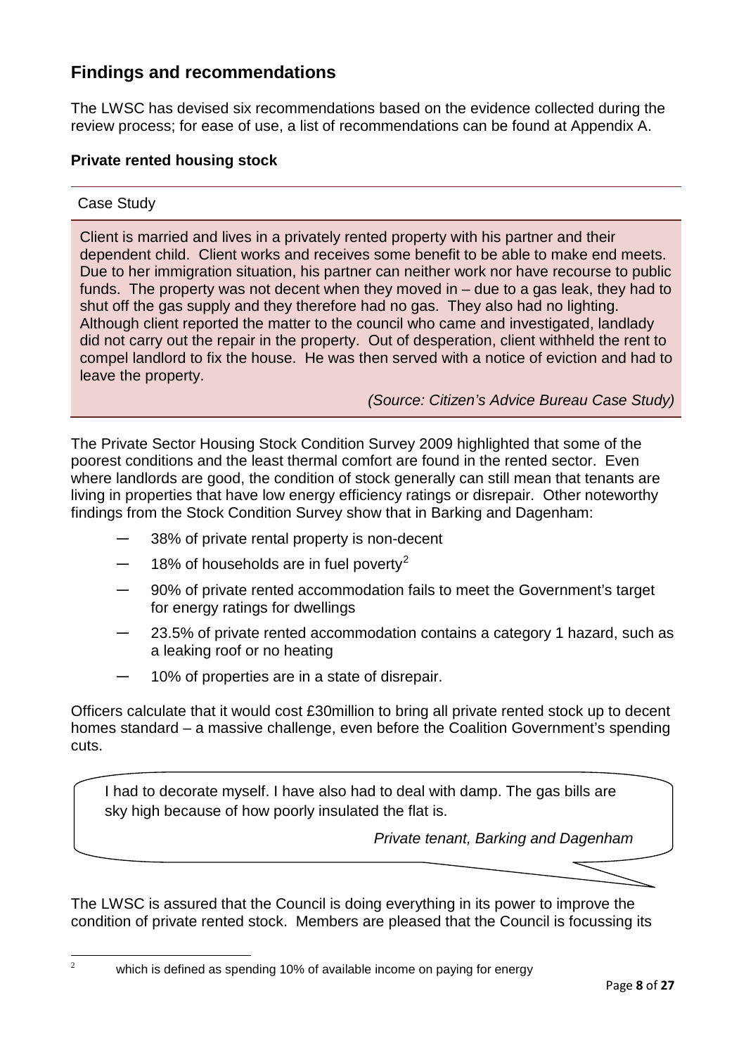## Findings and recommendations

The LWSC has devised six recommendations based on the evidence collected during the review process; for ease of use, a list of recommendations can be found at Appendix A.

### Private rented housing stock

---

Case Study

> Client is married and lives in a privately rented property with his partner and their dependent child. Client works and receives some benefit to be able to make end meets. Due to her immigration situation, his partner can neither work nor have recourse to public funds. The property was not decent when they moved in – due to a gas leak, they had to shut off the gas supply and they therefore had no gas. They also had no lighting. Although client reported the matter to the council who came and investigated, landlady did not carry out the repair in the property. Out of desperation, client withheld the rent to compel landlord to fix the house. He was then served with a notice of eviction and had to leave the property.
>
> *(Source: Citizen's Advice Bureau Case Study)*

The Private Sector Housing Stock Condition Survey 2009 highlighted that some of the poorest conditions and the least thermal comfort are found in the rented sector. Even where landlords are good, the condition of stock generally can still mean that tenants are living in properties that have low energy efficiency ratings or disrepair. Other noteworthy findings from the Stock Condition Survey show that in Barking and Dagenham:

- 38% of private rental property is non-decent
- 18% of households are in fuel poverty[2]
- 90% of private rented accommodation fails to meet the Government's target for energy ratings for dwellings
- 23.5% of private rented accommodation contains a category 1 hazard, such as a leaking roof or no heating
- 10% of properties are in a state of disrepair.

Officers calculate that it would cost £30million to bring all private rented stock up to decent homes standard – a massive challenge, even before the Coalition Government's spending cuts.

> I had to decorate myself. I have also had to deal with damp. The gas bills are sky high because of how poorly insulated the flat is.
>
> *Private tenant, Barking and Dagenham*

The LWSC is assured that the Council is doing everything in its power to improve the condition of private rented stock. Members are pleased that the Council is focussing its

---

[2] which is defined as spending 10% of available income on paying for energy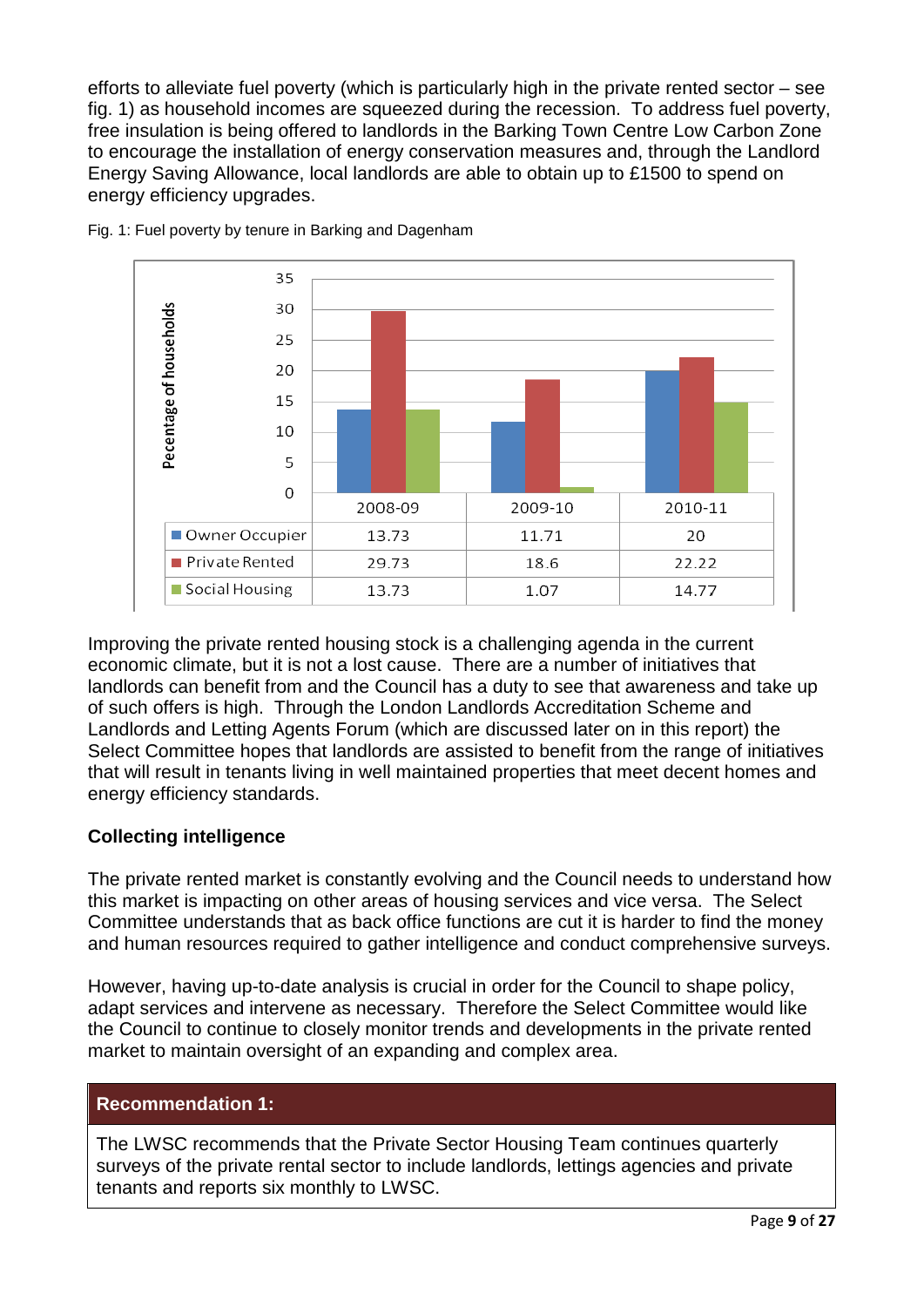efforts to alleviate fuel poverty (which is particularly high in the private rented sector – see fig. 1) as household incomes are squeezed during the recession. To address fuel poverty, free insulation is being offered to landlords in the Barking Town Centre Low Carbon Zone to encourage the installation of energy conservation measures and, through the Landlord Energy Saving Allowance, local landlords are able to obtain up to £1500 to spend on energy efficiency upgrades.

Fig. 1: Fuel poverty by tenure in Barking and Dagenham

| | 2008-09 | 2009-10 | 2010-11 |
|---|---|---|---|
| Owner Occupier | 13.73 | 11.71 | 20 |
| Private Rented | 29.73 | 18.6 | 22.22 |
| Social Housing | 13.73 | 1.07 | 14.77 |

Improving the private rented housing stock is a challenging agenda in the current economic climate, but it is not a lost cause. There are a number of initiatives that landlords can benefit from and the Council has a duty to see that awareness and take up of such offers is high. Through the London Landlords Accreditation Scheme and Landlords and Letting Agents Forum (which are discussed later on in this report) the Select Committee hopes that landlords are assisted to benefit from the range of initiatives that will result in tenants living in well maintained properties that meet decent homes and energy efficiency standards.

## Collecting intelligence

The private rented market is constantly evolving and the Council needs to understand how this market is impacting on other areas of housing services and vice versa. The Select Committee understands that as back office functions are cut it is harder to find the money and human resources required to gather intelligence and conduct comprehensive surveys.

However, having up-to-date analysis is crucial in order for the Council to shape policy, adapt services and intervene as necessary. Therefore the Select Committee would like the Council to continue to closely monitor trends and developments in the private rented market to maintain oversight of an expanding and complex area.

**Recommendation 1:**

The LWSC recommends that the Private Sector Housing Team continues quarterly surveys of the private rental sector to include landlords, lettings agencies and private tenants and reports six monthly to LWSC.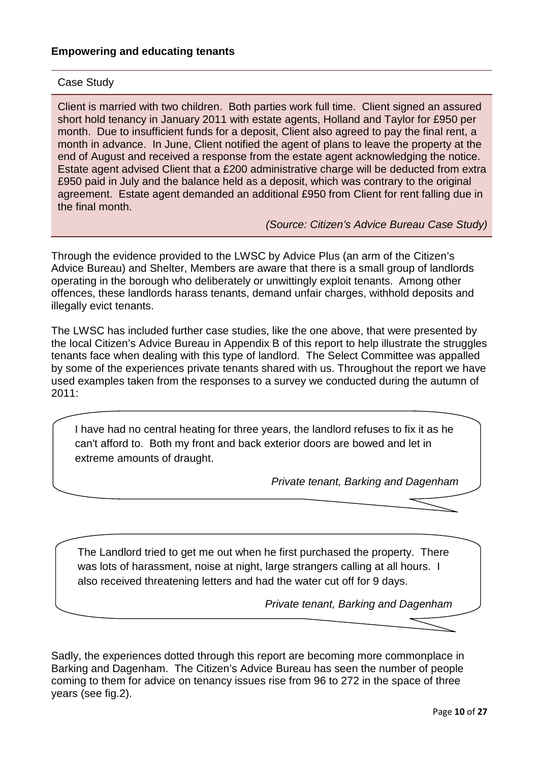## Empowering and educating tenants

> Case Study
>
> Client is married with two children. Both parties work full time. Client signed an assured short hold tenancy in January 2011 with estate agents, Holland and Taylor for £950 per month. Due to insufficient funds for a deposit, Client also agreed to pay the final rent, a month in advance. In June, Client notified the agent of plans to leave the property at the end of August and received a response from the estate agent acknowledging the notice. Estate agent advised Client that a £200 administrative charge will be deducted from extra £950 paid in July and the balance held as a deposit, which was contrary to the original agreement. Estate agent demanded an additional £950 from Client for rent falling due in the final month.
>
> *(Source: Citizen's Advice Bureau Case Study)*

Through the evidence provided to the LWSC by Advice Plus (an arm of the Citizen's Advice Bureau) and Shelter, Members are aware that there is a small group of landlords operating in the borough who deliberately or unwittingly exploit tenants. Among other offences, these landlords harass tenants, demand unfair charges, withhold deposits and illegally evict tenants.

The LWSC has included further case studies, like the one above, that were presented by the local Citizen's Advice Bureau in Appendix B of this report to help illustrate the struggles tenants face when dealing with this type of landlord. The Select Committee was appalled by some of the experiences private tenants shared with us. Throughout the report we have used examples taken from the responses to a survey we conducted during the autumn of 2011:

> I have had no central heating for three years, the landlord refuses to fix it as he can't afford to. Both my front and back exterior doors are bowed and let in extreme amounts of draught.
>
> *Private tenant, Barking and Dagenham*

> The Landlord tried to get me out when he first purchased the property. There was lots of harassment, noise at night, large strangers calling at all hours. I also received threatening letters and had the water cut off for 9 days.
>
> *Private tenant, Barking and Dagenham*

Sadly, the experiences dotted through this report are becoming more commonplace in Barking and Dagenham. The Citizen's Advice Bureau has seen the number of people coming to them for advice on tenancy issues rise from 96 to 272 in the space of three years (see fig.2).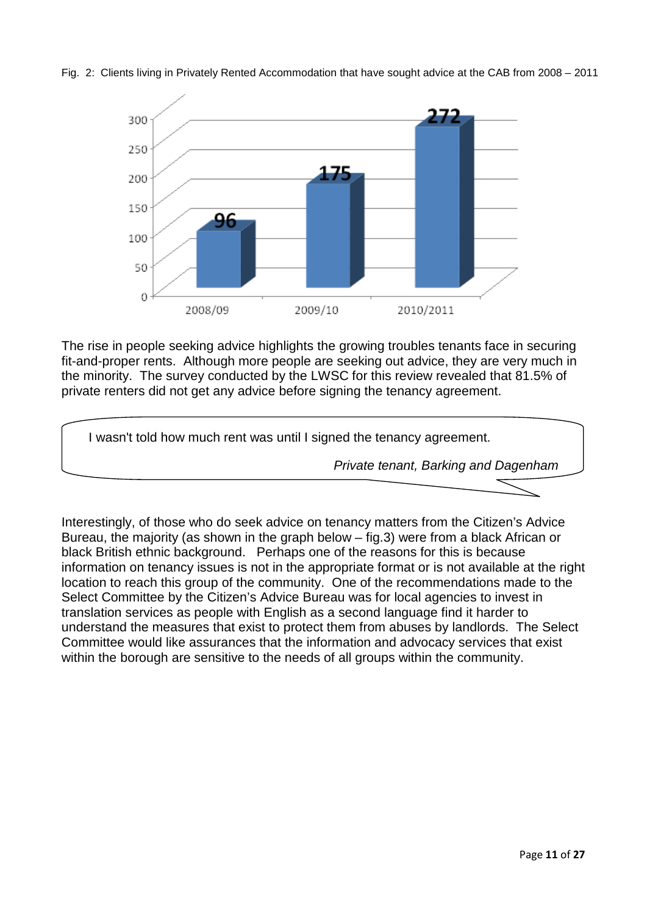Fig. 2: Clients living in Privately Rented Accommodation that have sought advice at the CAB from 2008 – 2011

| Year | Clients |
| --- | --- |
| 2008/09 | 96 |
| 2009/10 | 175 |
| 2010/2011 | 272 |

The rise in people seeking advice highlights the growing troubles tenants face in securing fit-and-proper rents. Although more people are seeking out advice, they are very much in the minority. The survey conducted by the LWSC for this review revealed that 81.5% of private renters did not get any advice before signing the tenancy agreement.

> I wasn't told how much rent was until I signed the tenancy agreement.
>
> *Private tenant, Barking and Dagenham*

Interestingly, of those who do seek advice on tenancy matters from the Citizen's Advice Bureau, the majority (as shown in the graph below – fig.3) were from a black African or black British ethnic background. Perhaps one of the reasons for this is because information on tenancy issues is not in the appropriate format or is not available at the right location to reach this group of the community. One of the recommendations made to the Select Committee by the Citizen's Advice Bureau was for local agencies to invest in translation services as people with English as a second language find it harder to understand the measures that exist to protect them from abuses by landlords. The Select Committee would like assurances that the information and advocacy services that exist within the borough are sensitive to the needs of all groups within the community.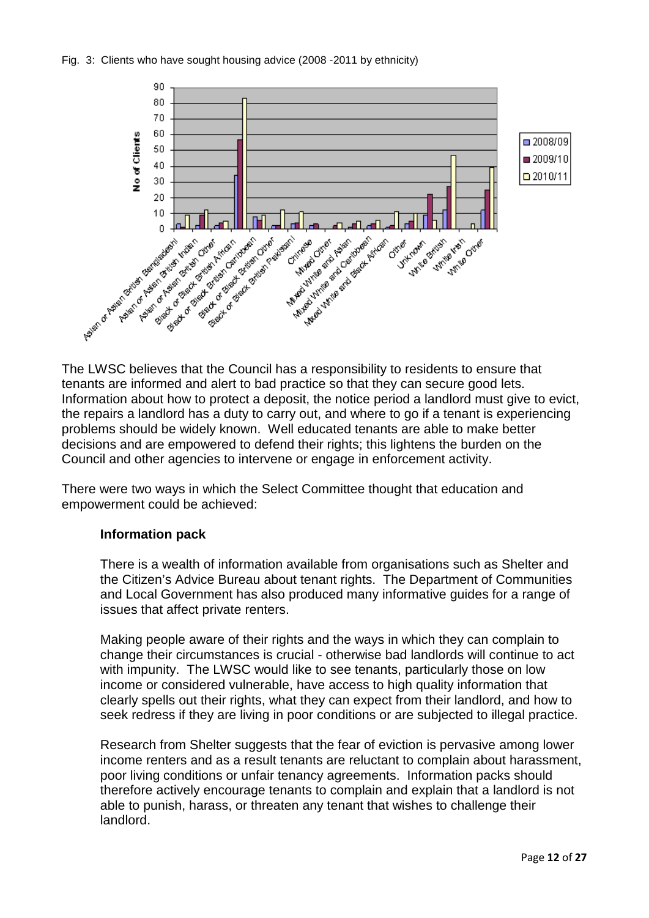Fig. 3: Clients who have sought housing advice (2008 -2011 by ethnicity)

The LWSC believes that the Council has a responsibility to residents to ensure that tenants are informed and alert to bad practice so that they can secure good lets. Information about how to protect a deposit, the notice period a landlord must give to evict, the repairs a landlord has a duty to carry out, and where to go if a tenant is experiencing problems should be widely known. Well educated tenants are able to make better decisions and are empowered to defend their rights; this lightens the burden on the Council and other agencies to intervene or engage in enforcement activity.

There were two ways in which the Select Committee thought that education and empowerment could be achieved:

**Information pack**

There is a wealth of information available from organisations such as Shelter and the Citizen's Advice Bureau about tenant rights. The Department of Communities and Local Government has also produced many informative guides for a range of issues that affect private renters.

Making people aware of their rights and the ways in which they can complain to change their circumstances is crucial - otherwise bad landlords will continue to act with impunity. The LWSC would like to see tenants, particularly those on low income or considered vulnerable, have access to high quality information that clearly spells out their rights, what they can expect from their landlord, and how to seek redress if they are living in poor conditions or are subjected to illegal practice.

Research from Shelter suggests that the fear of eviction is pervasive among lower income renters and as a result tenants are reluctant to complain about harassment, poor living conditions or unfair tenancy agreements. Information packs should therefore actively encourage tenants to complain and explain that a landlord is not able to punish, harass, or threaten any tenant that wishes to challenge their landlord.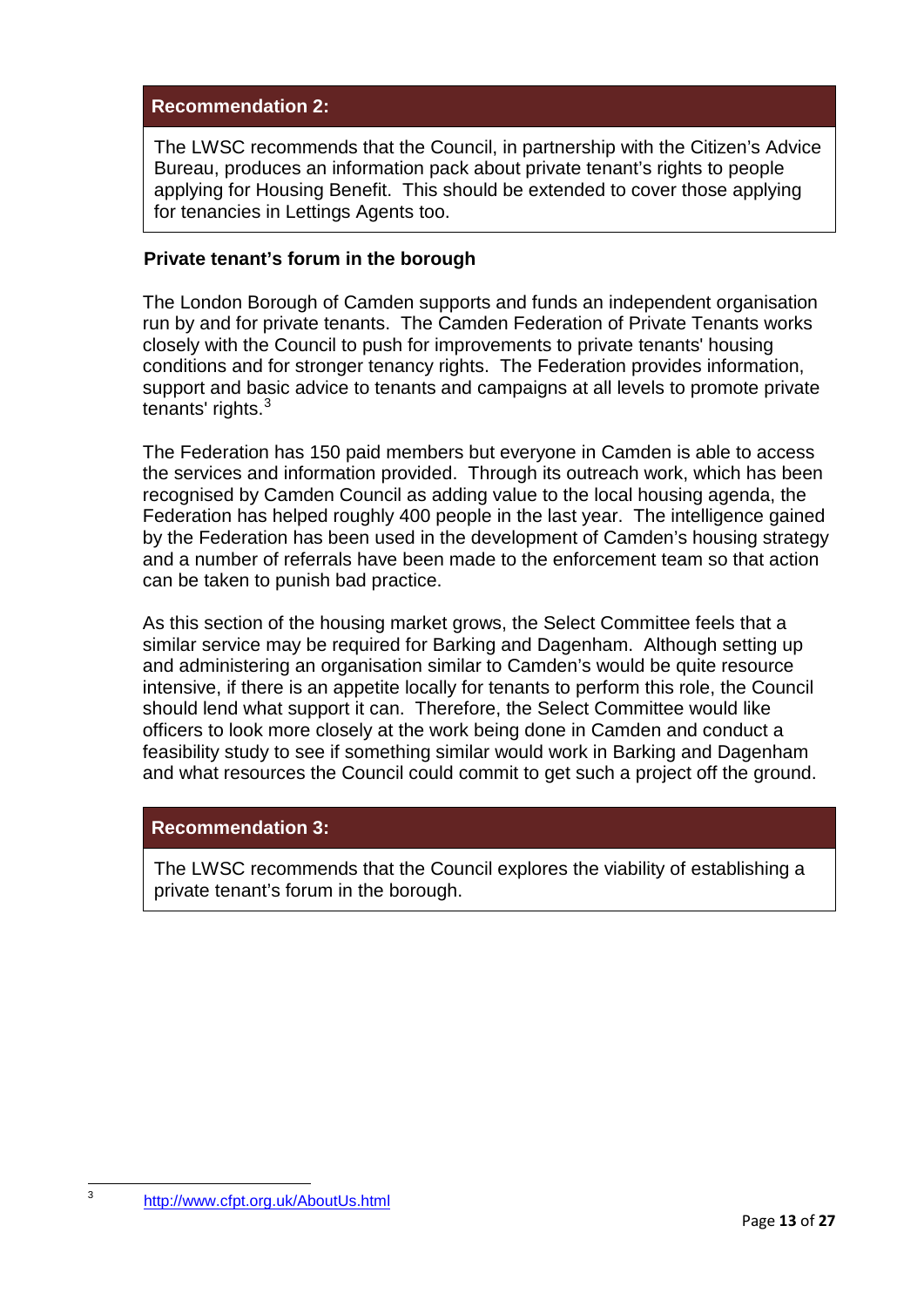**Recommendation 2:**

The LWSC recommends that the Council, in partnership with the Citizen's Advice Bureau, produces an information pack about private tenant's rights to people applying for Housing Benefit. This should be extended to cover those applying for tenancies in Lettings Agents too.

### Private tenant's forum in the borough

The London Borough of Camden supports and funds an independent organisation run by and for private tenants. The Camden Federation of Private Tenants works closely with the Council to push for improvements to private tenants' housing conditions and for stronger tenancy rights. The Federation provides information, support and basic advice to tenants and campaigns at all levels to promote private tenants' rights.[3]

The Federation has 150 paid members but everyone in Camden is able to access the services and information provided. Through its outreach work, which has been recognised by Camden Council as adding value to the local housing agenda, the Federation has helped roughly 400 people in the last year. The intelligence gained by the Federation has been used in the development of Camden's housing strategy and a number of referrals have been made to the enforcement team so that action can be taken to punish bad practice.

As this section of the housing market grows, the Select Committee feels that a similar service may be required for Barking and Dagenham. Although setting up and administering an organisation similar to Camden's would be quite resource intensive, if there is an appetite locally for tenants to perform this role, the Council should lend what support it can. Therefore, the Select Committee would like officers to look more closely at the work being done in Camden and conduct a feasibility study to see if something similar would work in Barking and Dagenham and what resources the Council could commit to get such a project off the ground.

**Recommendation 3:**

The LWSC recommends that the Council explores the viability of establishing a private tenant's forum in the borough.

[3] http://www.cfpt.org.uk/AboutUs.html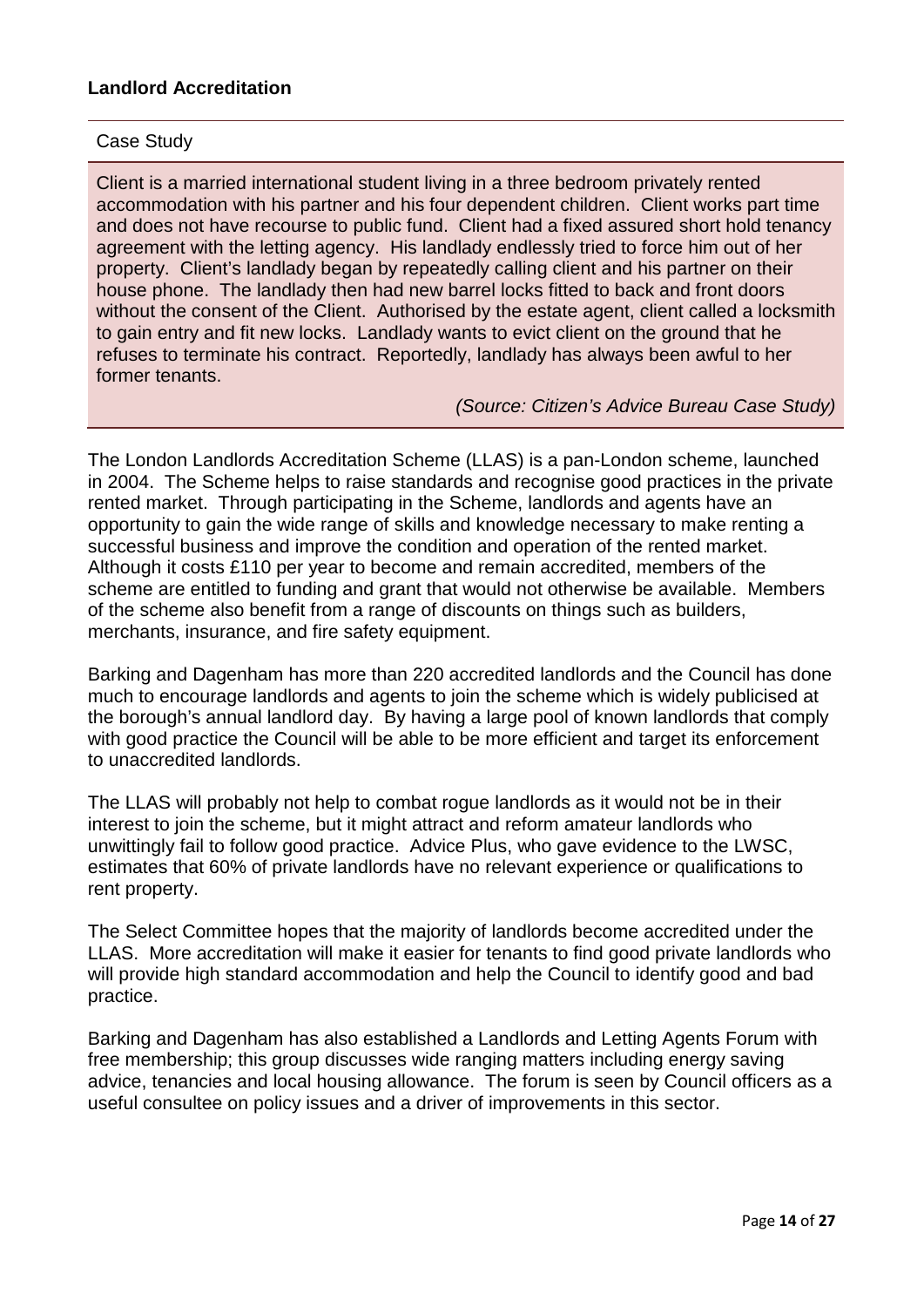### Landlord Accreditation

Case Study

Client is a married international student living in a three bedroom privately rented accommodation with his partner and his four dependent children. Client works part time and does not have recourse to public fund. Client had a fixed assured short hold tenancy agreement with the letting agency. His landlady endlessly tried to force him out of her property. Client's landlady began by repeatedly calling client and his partner on their house phone. The landlady then had new barrel locks fitted to back and front doors without the consent of the Client. Authorised by the estate agent, client called a locksmith to gain entry and fit new locks. Landlady wants to evict client on the ground that he refuses to terminate his contract. Reportedly, landlady has always been awful to her former tenants.

*(Source: Citizen's Advice Bureau Case Study)*

The London Landlords Accreditation Scheme (LLAS) is a pan-London scheme, launched in 2004. The Scheme helps to raise standards and recognise good practices in the private rented market. Through participating in the Scheme, landlords and agents have an opportunity to gain the wide range of skills and knowledge necessary to make renting a successful business and improve the condition and operation of the rented market. Although it costs £110 per year to become and remain accredited, members of the scheme are entitled to funding and grant that would not otherwise be available. Members of the scheme also benefit from a range of discounts on things such as builders, merchants, insurance, and fire safety equipment.

Barking and Dagenham has more than 220 accredited landlords and the Council has done much to encourage landlords and agents to join the scheme which is widely publicised at the borough's annual landlord day. By having a large pool of known landlords that comply with good practice the Council will be able to be more efficient and target its enforcement to unaccredited landlords.

The LLAS will probably not help to combat rogue landlords as it would not be in their interest to join the scheme, but it might attract and reform amateur landlords who unwittingly fail to follow good practice. Advice Plus, who gave evidence to the LWSC, estimates that 60% of private landlords have no relevant experience or qualifications to rent property.

The Select Committee hopes that the majority of landlords become accredited under the LLAS. More accreditation will make it easier for tenants to find good private landlords who will provide high standard accommodation and help the Council to identify good and bad practice.

Barking and Dagenham has also established a Landlords and Letting Agents Forum with free membership; this group discusses wide ranging matters including energy saving advice, tenancies and local housing allowance. The forum is seen by Council officers as a useful consultee on policy issues and a driver of improvements in this sector.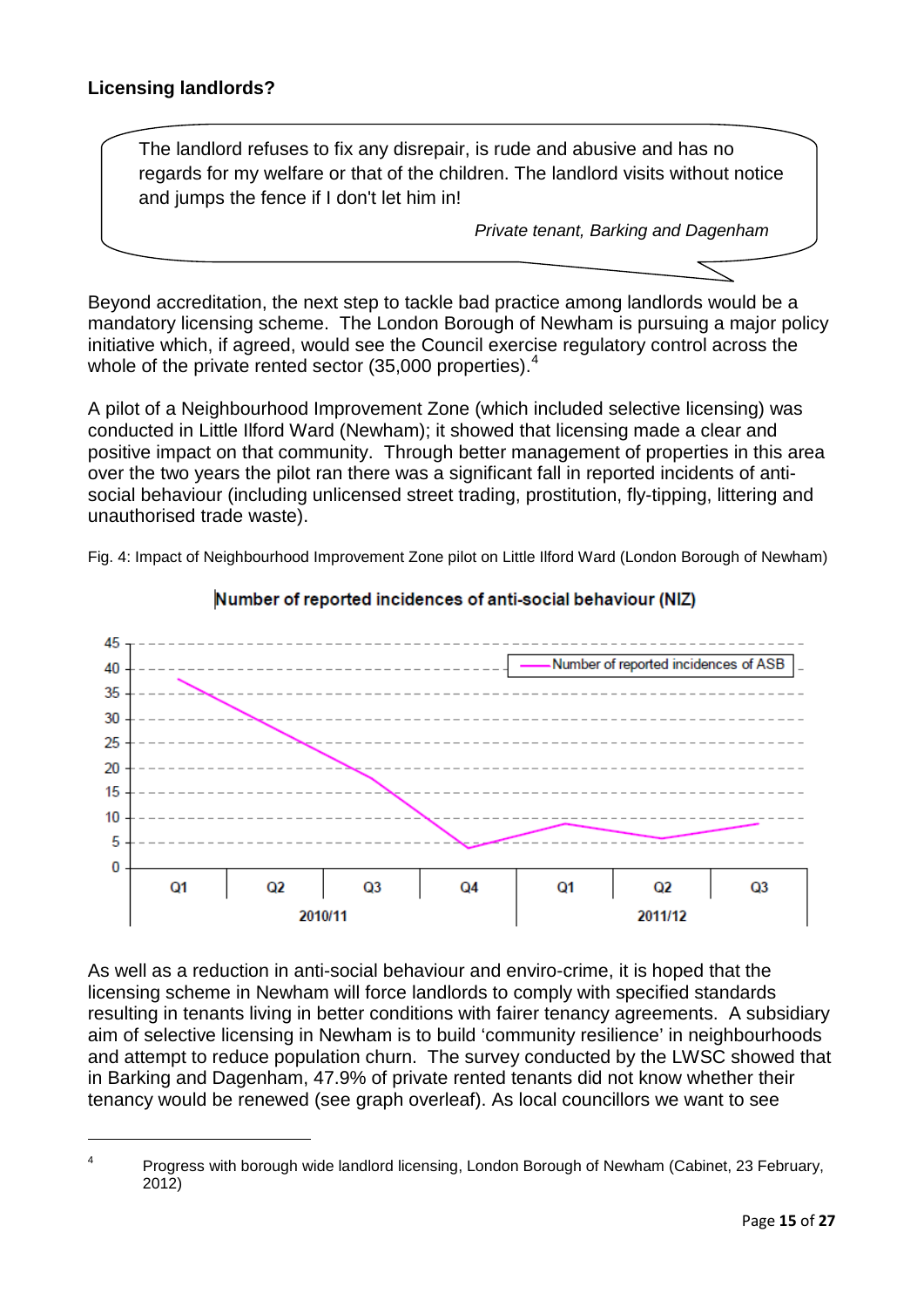**Licensing landlords?**

> The landlord refuses to fix any disrepair, is rude and abusive and has no regards for my welfare or that of the children. The landlord visits without notice and jumps the fence if I don't let him in!
>
> *Private tenant, Barking and Dagenham*

Beyond accreditation, the next step to tackle bad practice among landlords would be a mandatory licensing scheme. The London Borough of Newham is pursuing a major policy initiative which, if agreed, would see the Council exercise regulatory control across the whole of the private rented sector (35,000 properties).[4]

A pilot of a Neighbourhood Improvement Zone (which included selective licensing) was conducted in Little Ilford Ward (Newham); it showed that licensing made a clear and positive impact on that community. Through better management of properties in this area over the two years the pilot ran there was a significant fall in reported incidents of anti-social behaviour (including unlicensed street trading, prostitution, fly-tipping, littering and unauthorised trade waste).

Fig. 4: Impact of Neighbourhood Improvement Zone pilot on Little Ilford Ward (London Borough of Newham)

**Number of reported incidences of anti-social behaviour (NIZ)**

| Year | Quarter | Number of reported incidences of ASB |
|---|---|---|
| 2010/11 | Q1 | 38 |
| 2010/11 | Q2 | 27 |
| 2010/11 | Q3 | 18 |
| 2010/11 | Q4 | 4 |
| 2011/12 | Q1 | 9 |
| 2011/12 | Q2 | 6 |
| 2011/12 | Q3 | 9 |

As well as a reduction in anti-social behaviour and enviro-crime, it is hoped that the licensing scheme in Newham will force landlords to comply with specified standards resulting in tenants living in better conditions with fairer tenancy agreements. A subsidiary aim of selective licensing in Newham is to build 'community resilience' in neighbourhoods and attempt to reduce population churn. The survey conducted by the LWSC showed that in Barking and Dagenham, 47.9% of private rented tenants did not know whether their tenancy would be renewed (see graph overleaf). As local councillors we want to see

[4] Progress with borough wide landlord licensing, London Borough of Newham (Cabinet, 23 February, 2012)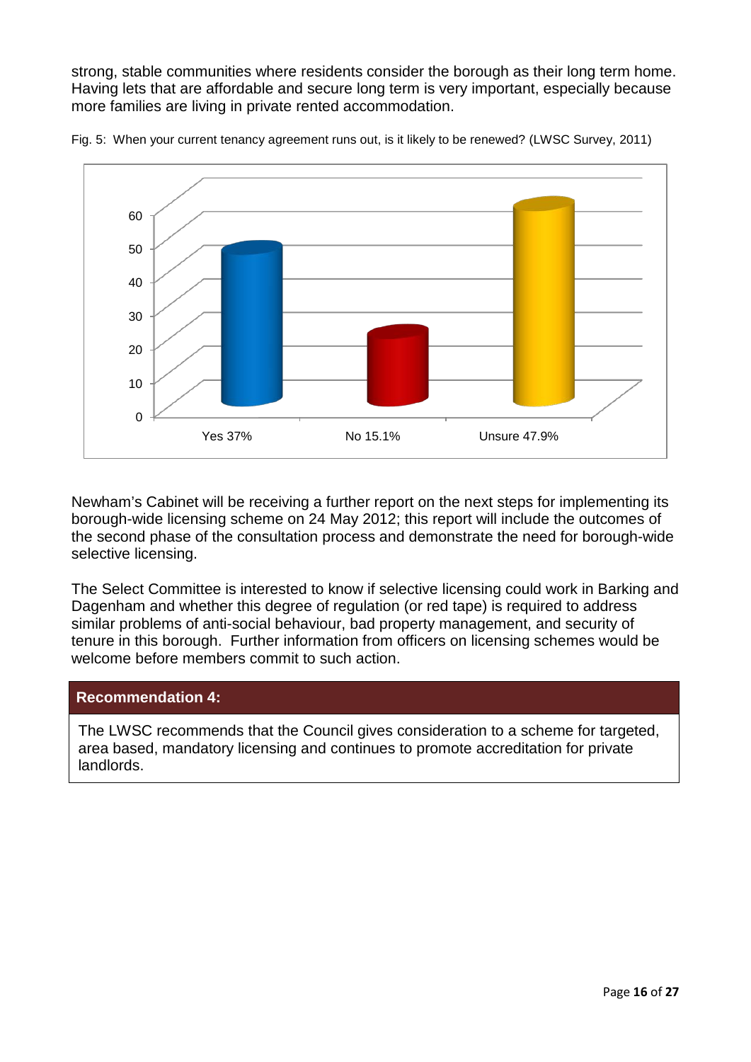strong, stable communities where residents consider the borough as their long term home. Having lets that are affordable and secure long term is very important, especially because more families are living in private rented accommodation.

Fig. 5: When your current tenancy agreement runs out, is it likely to be renewed? (LWSC Survey, 2011)

Yes 37% | No 15.1% | Unsure 47.9%

Newham's Cabinet will be receiving a further report on the next steps for implementing its borough-wide licensing scheme on 24 May 2012; this report will include the outcomes of the second phase of the consultation process and demonstrate the need for borough-wide selective licensing.

The Select Committee is interested to know if selective licensing could work in Barking and Dagenham and whether this degree of regulation (or red tape) is required to address similar problems of anti-social behaviour, bad property management, and security of tenure in this borough. Further information from officers on licensing schemes would be welcome before members commit to such action.

**Recommendation 4:**

The LWSC recommends that the Council gives consideration to a scheme for targeted, area based, mandatory licensing and continues to promote accreditation for private landlords.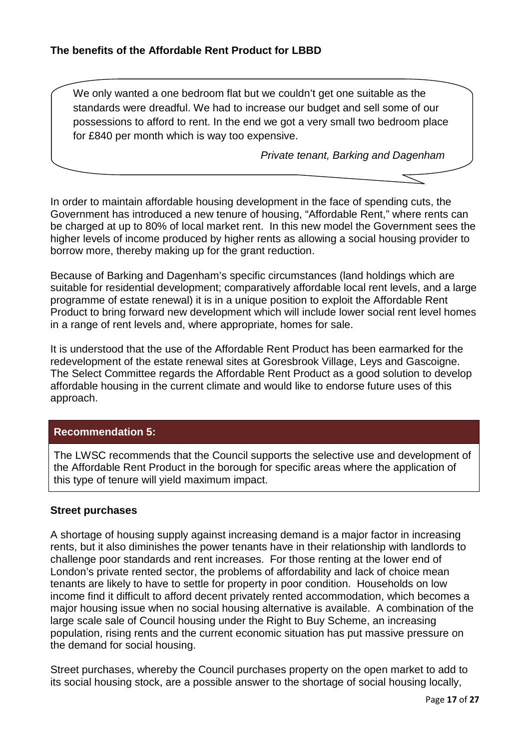### The benefits of the Affordable Rent Product for LBBD

> We only wanted a one bedroom flat but we couldn't get one suitable as the standards were dreadful. We had to increase our budget and sell some of our possessions to afford to rent. In the end we got a very small two bedroom place for £840 per month which is way too expensive.
>
> *Private tenant, Barking and Dagenham*

In order to maintain affordable housing development in the face of spending cuts, the Government has introduced a new tenure of housing, "Affordable Rent," where rents can be charged at up to 80% of local market rent. In this new model the Government sees the higher levels of income produced by higher rents as allowing a social housing provider to borrow more, thereby making up for the grant reduction.

Because of Barking and Dagenham's specific circumstances (land holdings which are suitable for residential development; comparatively affordable local rent levels, and a large programme of estate renewal) it is in a unique position to exploit the Affordable Rent Product to bring forward new development which will include lower social rent level homes in a range of rent levels and, where appropriate, homes for sale.

It is understood that the use of the Affordable Rent Product has been earmarked for the redevelopment of the estate renewal sites at Goresbrook Village, Leys and Gascoigne. The Select Committee regards the Affordable Rent Product as a good solution to develop affordable housing in the current climate and would like to endorse future uses of this approach.

**Recommendation 5:**

The LWSC recommends that the Council supports the selective use and development of the Affordable Rent Product in the borough for specific areas where the application of this type of tenure will yield maximum impact.

### Street purchases

A shortage of housing supply against increasing demand is a major factor in increasing rents, but it also diminishes the power tenants have in their relationship with landlords to challenge poor standards and rent increases. For those renting at the lower end of London's private rented sector, the problems of affordability and lack of choice mean tenants are likely to have to settle for property in poor condition. Households on low income find it difficult to afford decent privately rented accommodation, which becomes a major housing issue when no social housing alternative is available. A combination of the large scale sale of Council housing under the Right to Buy Scheme, an increasing population, rising rents and the current economic situation has put massive pressure on the demand for social housing.

Street purchases, whereby the Council purchases property on the open market to add to its social housing stock, are a possible answer to the shortage of social housing locally,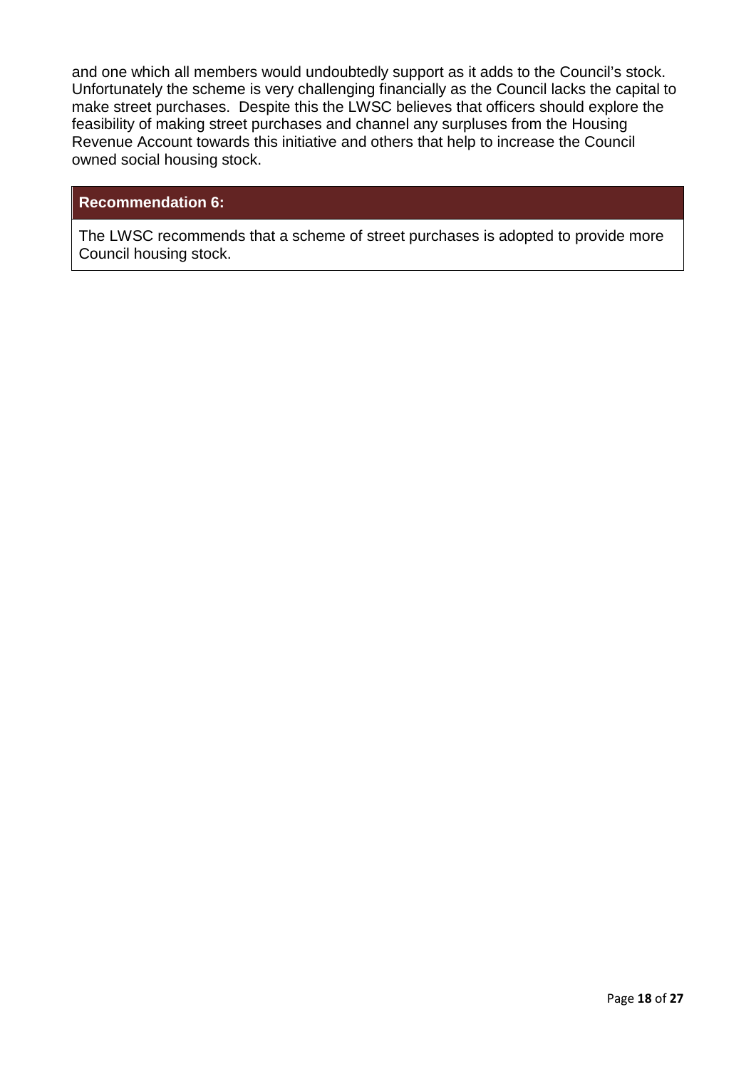and one which all members would undoubtedly support as it adds to the Council's stock. Unfortunately the scheme is very challenging financially as the Council lacks the capital to make street purchases. Despite this the LWSC believes that officers should explore the feasibility of making street purchases and channel any surpluses from the Housing Revenue Account towards this initiative and others that help to increase the Council owned social housing stock.

| **Recommendation 6:** |
| --- |
| The LWSC recommends that a scheme of street purchases is adopted to provide more Council housing stock. |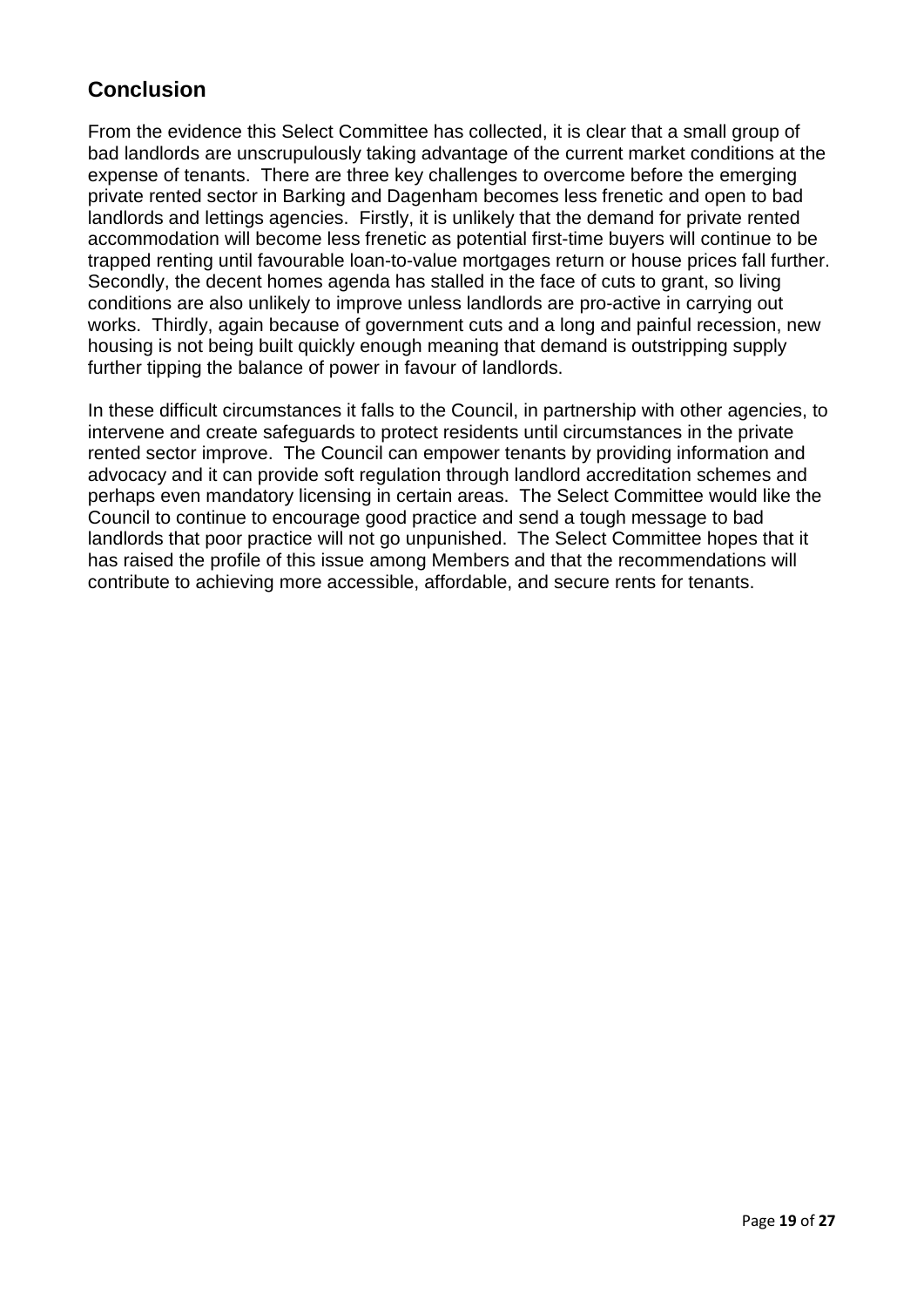## Conclusion

From the evidence this Select Committee has collected, it is clear that a small group of bad landlords are unscrupulously taking advantage of the current market conditions at the expense of tenants. There are three key challenges to overcome before the emerging private rented sector in Barking and Dagenham becomes less frenetic and open to bad landlords and lettings agencies. Firstly, it is unlikely that the demand for private rented accommodation will become less frenetic as potential first-time buyers will continue to be trapped renting until favourable loan-to-value mortgages return or house prices fall further. Secondly, the decent homes agenda has stalled in the face of cuts to grant, so living conditions are also unlikely to improve unless landlords are pro-active in carrying out works. Thirdly, again because of government cuts and a long and painful recession, new housing is not being built quickly enough meaning that demand is outstripping supply further tipping the balance of power in favour of landlords.

In these difficult circumstances it falls to the Council, in partnership with other agencies, to intervene and create safeguards to protect residents until circumstances in the private rented sector improve. The Council can empower tenants by providing information and advocacy and it can provide soft regulation through landlord accreditation schemes and perhaps even mandatory licensing in certain areas. The Select Committee would like the Council to continue to encourage good practice and send a tough message to bad landlords that poor practice will not go unpunished. The Select Committee hopes that it has raised the profile of this issue among Members and that the recommendations will contribute to achieving more accessible, affordable, and secure rents for tenants.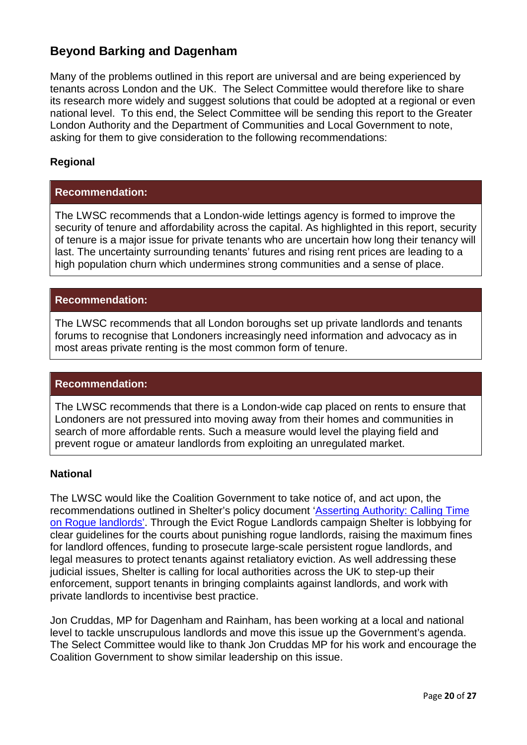## Beyond Barking and Dagenham

Many of the problems outlined in this report are universal and are being experienced by tenants across London and the UK. The Select Committee would therefore like to share its research more widely and suggest solutions that could be adopted at a regional or even national level. To this end, the Select Committee will be sending this report to the Greater London Authority and the Department of Communities and Local Government to note, asking for them to give consideration to the following recommendations:

### Regional

**Recommendation:**

The LWSC recommends that a London-wide lettings agency is formed to improve the security of tenure and affordability across the capital. As highlighted in this report, security of tenure is a major issue for private tenants who are uncertain how long their tenancy will last. The uncertainty surrounding tenants' futures and rising rent prices are leading to a high population churn which undermines strong communities and a sense of place.

**Recommendation:**

The LWSC recommends that all London boroughs set up private landlords and tenants forums to recognise that Londoners increasingly need information and advocacy as in most areas private renting is the most common form of tenure.

**Recommendation:**

The LWSC recommends that there is a London-wide cap placed on rents to ensure that Londoners are not pressured into moving away from their homes and communities in search of more affordable rents. Such a measure would level the playing field and prevent rogue or amateur landlords from exploiting an unregulated market.

### National

The LWSC would like the Coalition Government to take notice of, and act upon, the recommendations outlined in Shelter's policy document 'Asserting Authority: Calling Time on Rogue landlords'. Through the Evict Rogue Landlords campaign Shelter is lobbying for clear guidelines for the courts about punishing rogue landlords, raising the maximum fines for landlord offences, funding to prosecute large-scale persistent rogue landlords, and legal measures to protect tenants against retaliatory eviction. As well addressing these judicial issues, Shelter is calling for local authorities across the UK to step-up their enforcement, support tenants in bringing complaints against landlords, and work with private landlords to incentivise best practice.

Jon Cruddas, MP for Dagenham and Rainham, has been working at a local and national level to tackle unscrupulous landlords and move this issue up the Government's agenda. The Select Committee would like to thank Jon Cruddas MP for his work and encourage the Coalition Government to show similar leadership on this issue.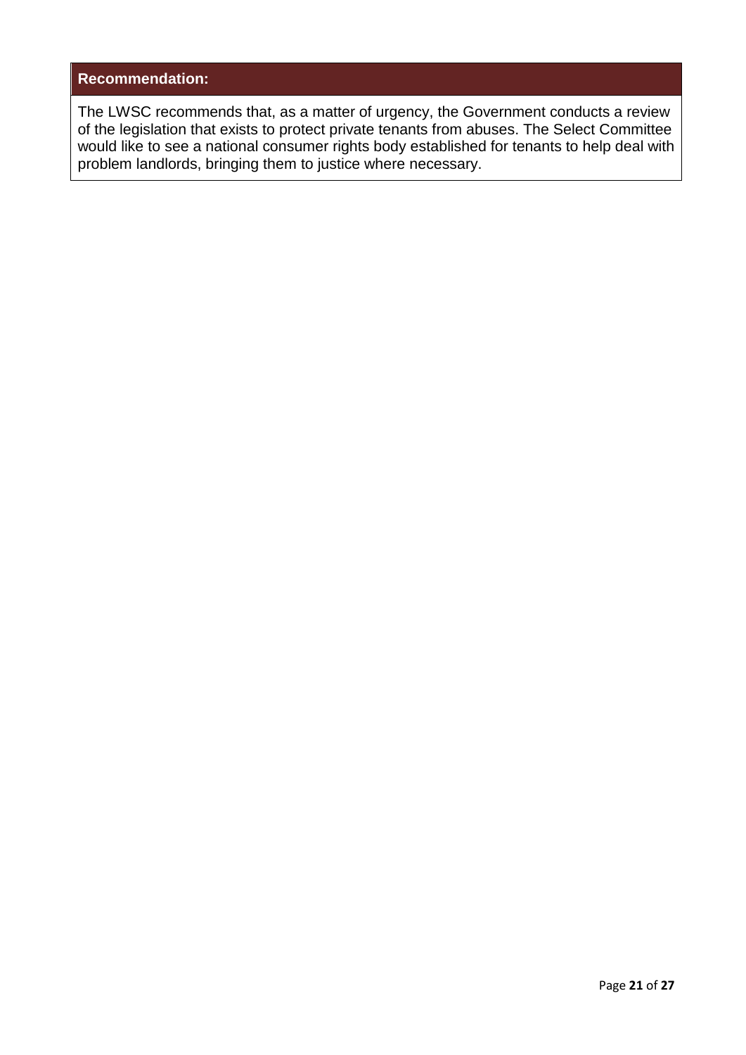**Recommendation:**

The LWSC recommends that, as a matter of urgency, the Government conducts a review of the legislation that exists to protect private tenants from abuses. The Select Committee would like to see a national consumer rights body established for tenants to help deal with problem landlords, bringing them to justice where necessary.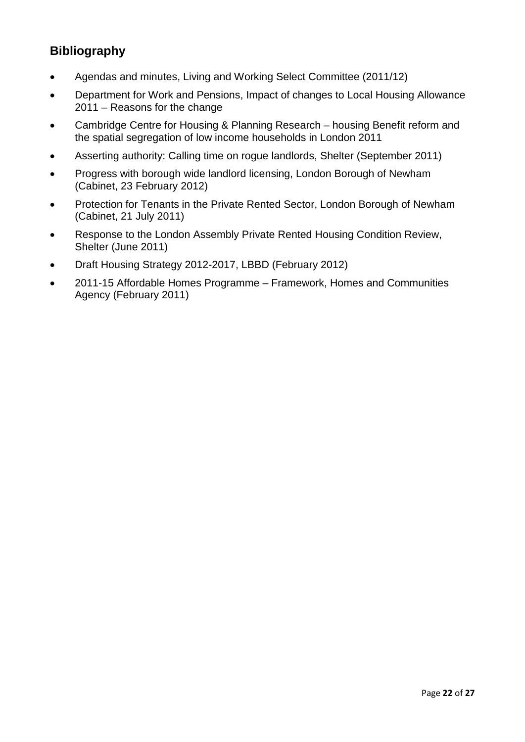## Bibliography

- Agendas and minutes, Living and Working Select Committee (2011/12)
- Department for Work and Pensions, Impact of changes to Local Housing Allowance 2011 – Reasons for the change
- Cambridge Centre for Housing & Planning Research – housing Benefit reform and the spatial segregation of low income households in London 2011
- Asserting authority: Calling time on rogue landlords, Shelter (September 2011)
- Progress with borough wide landlord licensing, London Borough of Newham (Cabinet, 23 February 2012)
- Protection for Tenants in the Private Rented Sector, London Borough of Newham (Cabinet, 21 July 2011)
- Response to the London Assembly Private Rented Housing Condition Review, Shelter (June 2011)
- Draft Housing Strategy 2012-2017, LBBD (February 2012)
- 2011-15 Affordable Homes Programme – Framework, Homes and Communities Agency (February 2011)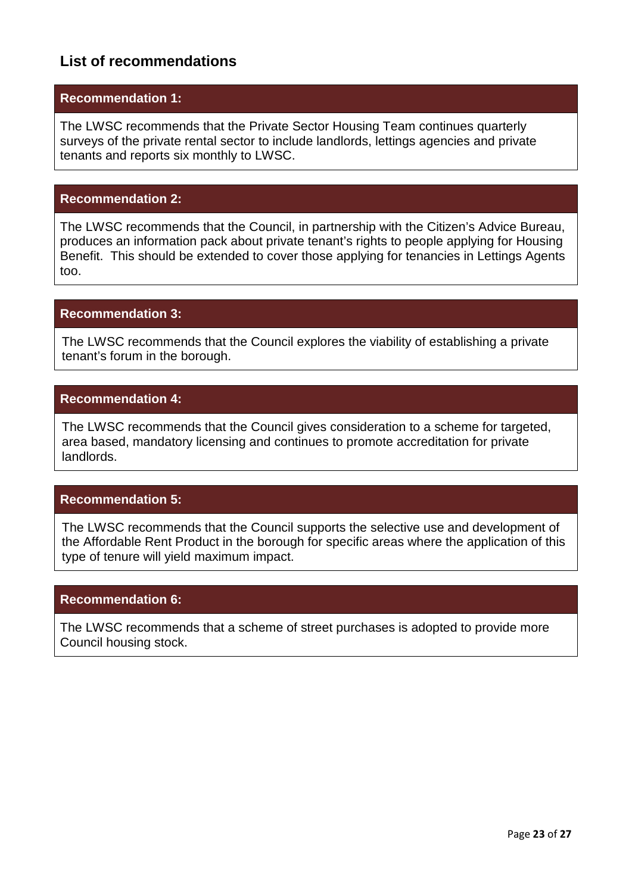## List of recommendations

**Recommendation 1:**

The LWSC recommends that the Private Sector Housing Team continues quarterly surveys of the private rental sector to include landlords, lettings agencies and private tenants and reports six monthly to LWSC.

**Recommendation 2:**

The LWSC recommends that the Council, in partnership with the Citizen's Advice Bureau, produces an information pack about private tenant's rights to people applying for Housing Benefit. This should be extended to cover those applying for tenancies in Lettings Agents too.

**Recommendation 3:**

The LWSC recommends that the Council explores the viability of establishing a private tenant's forum in the borough.

**Recommendation 4:**

The LWSC recommends that the Council gives consideration to a scheme for targeted, area based, mandatory licensing and continues to promote accreditation for private landlords.

**Recommendation 5:**

The LWSC recommends that the Council supports the selective use and development of the Affordable Rent Product in the borough for specific areas where the application of this type of tenure will yield maximum impact.

**Recommendation 6:**

The LWSC recommends that a scheme of street purchases is adopted to provide more Council housing stock.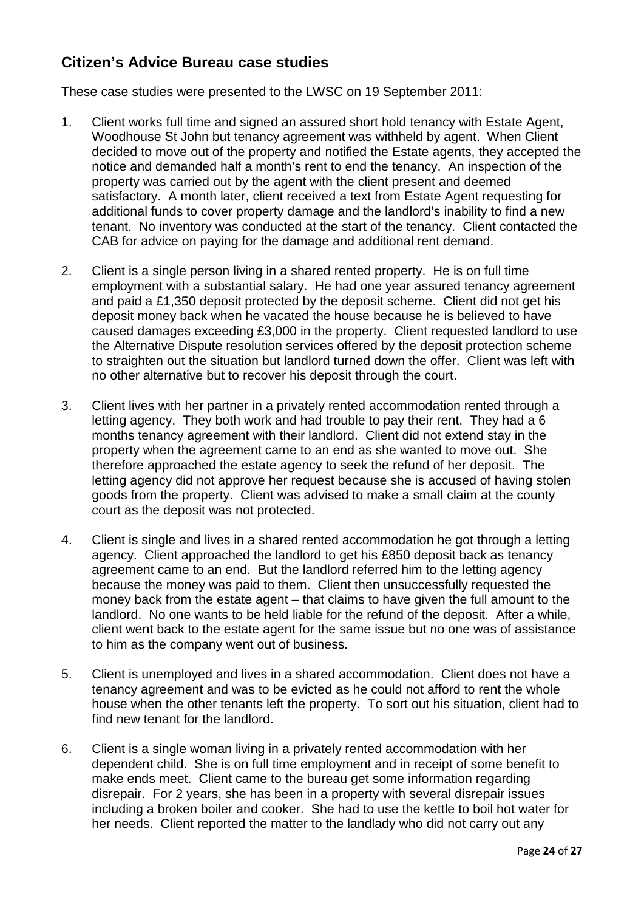## Citizen's Advice Bureau case studies

These case studies were presented to the LWSC on 19 September 2011:

1. Client works full time and signed an assured short hold tenancy with Estate Agent, Woodhouse St John but tenancy agreement was withheld by agent. When Client decided to move out of the property and notified the Estate agents, they accepted the notice and demanded half a month's rent to end the tenancy. An inspection of the property was carried out by the agent with the client present and deemed satisfactory. A month later, client received a text from Estate Agent requesting for additional funds to cover property damage and the landlord's inability to find a new tenant. No inventory was conducted at the start of the tenancy. Client contacted the CAB for advice on paying for the damage and additional rent demand.

2. Client is a single person living in a shared rented property. He is on full time employment with a substantial salary. He had one year assured tenancy agreement and paid a £1,350 deposit protected by the deposit scheme. Client did not get his deposit money back when he vacated the house because he is believed to have caused damages exceeding £3,000 in the property. Client requested landlord to use the Alternative Dispute resolution services offered by the deposit protection scheme to straighten out the situation but landlord turned down the offer. Client was left with no other alternative but to recover his deposit through the court.

3. Client lives with her partner in a privately rented accommodation rented through a letting agency. They both work and had trouble to pay their rent. They had a 6 months tenancy agreement with their landlord. Client did not extend stay in the property when the agreement came to an end as she wanted to move out. She therefore approached the estate agency to seek the refund of her deposit. The letting agency did not approve her request because she is accused of having stolen goods from the property. Client was advised to make a small claim at the county court as the deposit was not protected.

4. Client is single and lives in a shared rented accommodation he got through a letting agency. Client approached the landlord to get his £850 deposit back as tenancy agreement came to an end. But the landlord referred him to the letting agency because the money was paid to them. Client then unsuccessfully requested the money back from the estate agent – that claims to have given the full amount to the landlord. No one wants to be held liable for the refund of the deposit. After a while, client went back to the estate agent for the same issue but no one was of assistance to him as the company went out of business.

5. Client is unemployed and lives in a shared accommodation. Client does not have a tenancy agreement and was to be evicted as he could not afford to rent the whole house when the other tenants left the property. To sort out his situation, client had to find new tenant for the landlord.

6. Client is a single woman living in a privately rented accommodation with her dependent child. She is on full time employment and in receipt of some benefit to make ends meet. Client came to the bureau get some information regarding disrepair. For 2 years, she has been in a property with several disrepair issues including a broken boiler and cooker. She had to use the kettle to boil hot water for her needs. Client reported the matter to the landlady who did not carry out any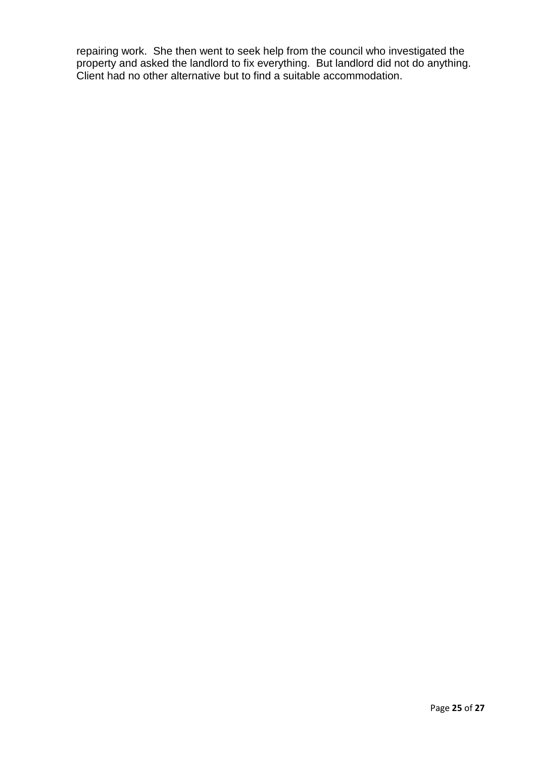repairing work. She then went to seek help from the council who investigated the property and asked the landlord to fix everything. But landlord did not do anything. Client had no other alternative but to find a suitable accommodation.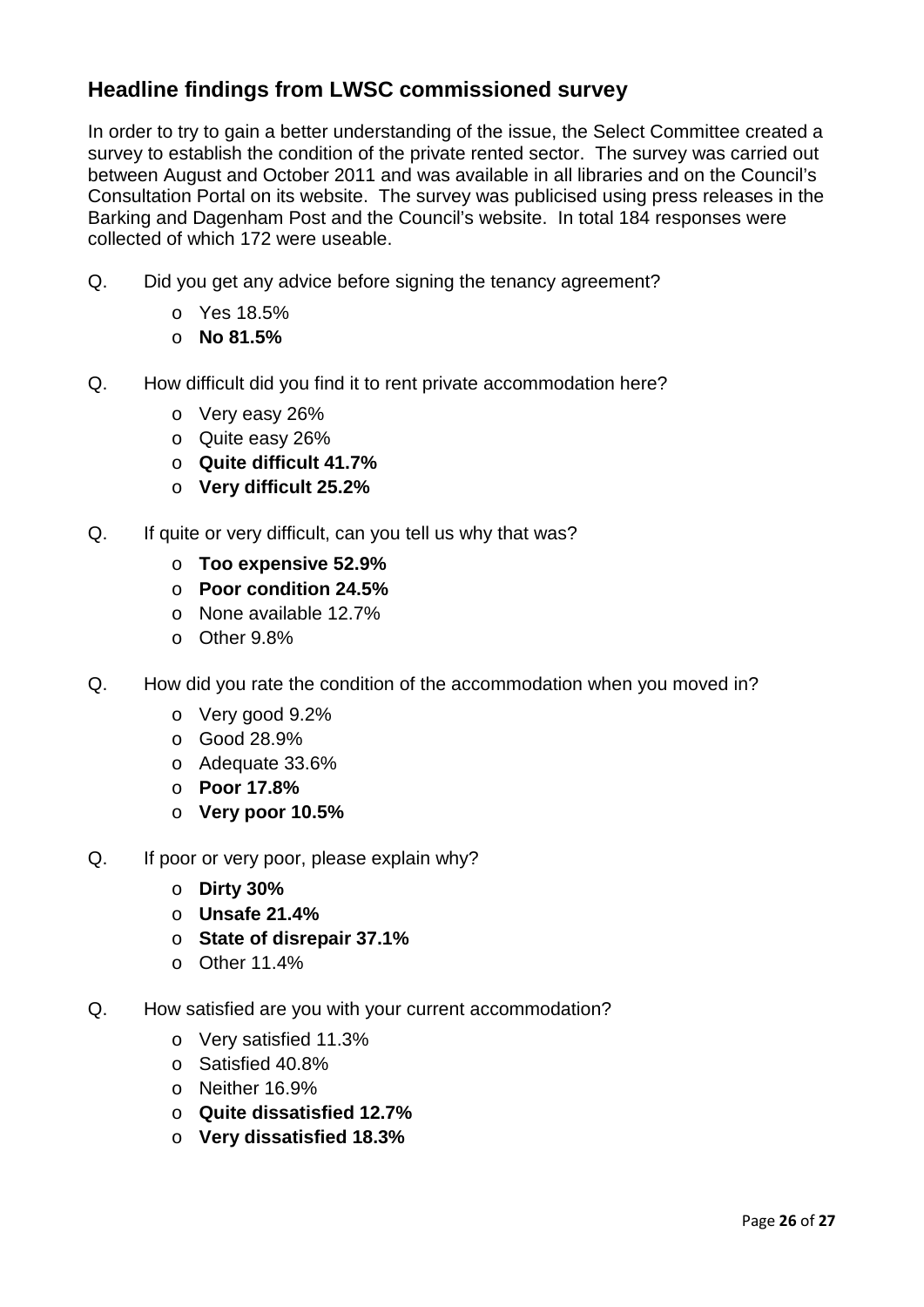## Headline findings from LWSC commissioned survey

In order to try to gain a better understanding of the issue, the Select Committee created a survey to establish the condition of the private rented sector. The survey was carried out between August and October 2011 and was available in all libraries and on the Council's Consultation Portal on its website. The survey was publicised using press releases in the Barking and Dagenham Post and the Council's website. In total 184 responses were collected of which 172 were useable.

Q. Did you get any advice before signing the tenancy agreement?

- Yes 18.5%
- **No 81.5%**

Q. How difficult did you find it to rent private accommodation here?

- Very easy 26%
- Quite easy 26%
- **Quite difficult 41.7%**
- **Very difficult 25.2%**

Q. If quite or very difficult, can you tell us why that was?

- **Too expensive 52.9%**
- **Poor condition 24.5%**
- None available 12.7%
- Other 9.8%

Q. How did you rate the condition of the accommodation when you moved in?

- Very good 9.2%
- Good 28.9%
- Adequate 33.6%
- **Poor 17.8%**
- **Very poor 10.5%**

Q. If poor or very poor, please explain why?

- **Dirty 30%**
- **Unsafe 21.4%**
- **State of disrepair 37.1%**
- Other 11.4%

Q. How satisfied are you with your current accommodation?

- Very satisfied 11.3%
- Satisfied 40.8%
- Neither 16.9%
- **Quite dissatisfied 12.7%**
- **Very dissatisfied 18.3%**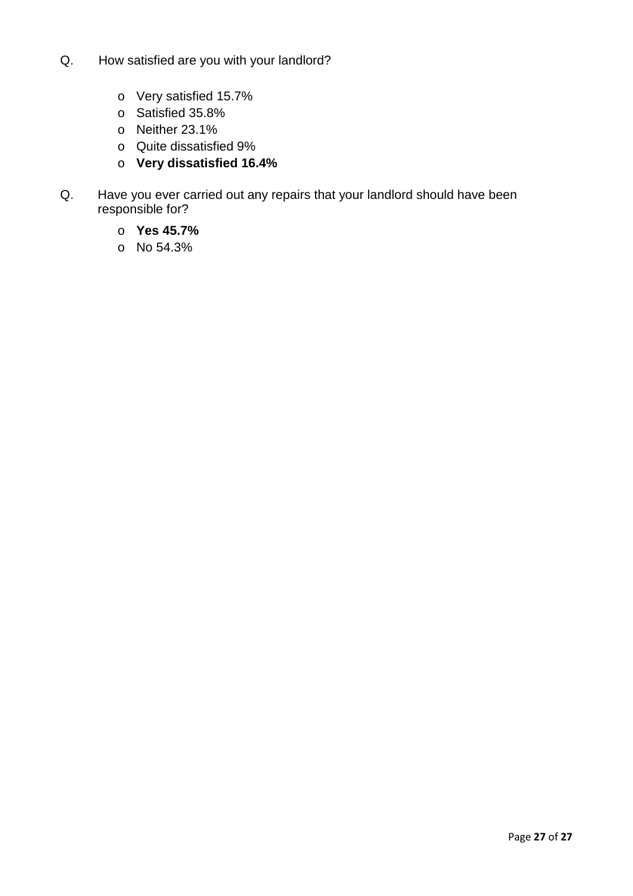Q. How satisfied are you with your landlord?

- Very satisfied 15.7%
- Satisfied 35.8%
- Neither 23.1%
- Quite dissatisfied 9%
- **Very dissatisfied 16.4%**

Q. Have you ever carried out any repairs that your landlord should have been responsible for?

- **Yes 45.7%**
- No 54.3%